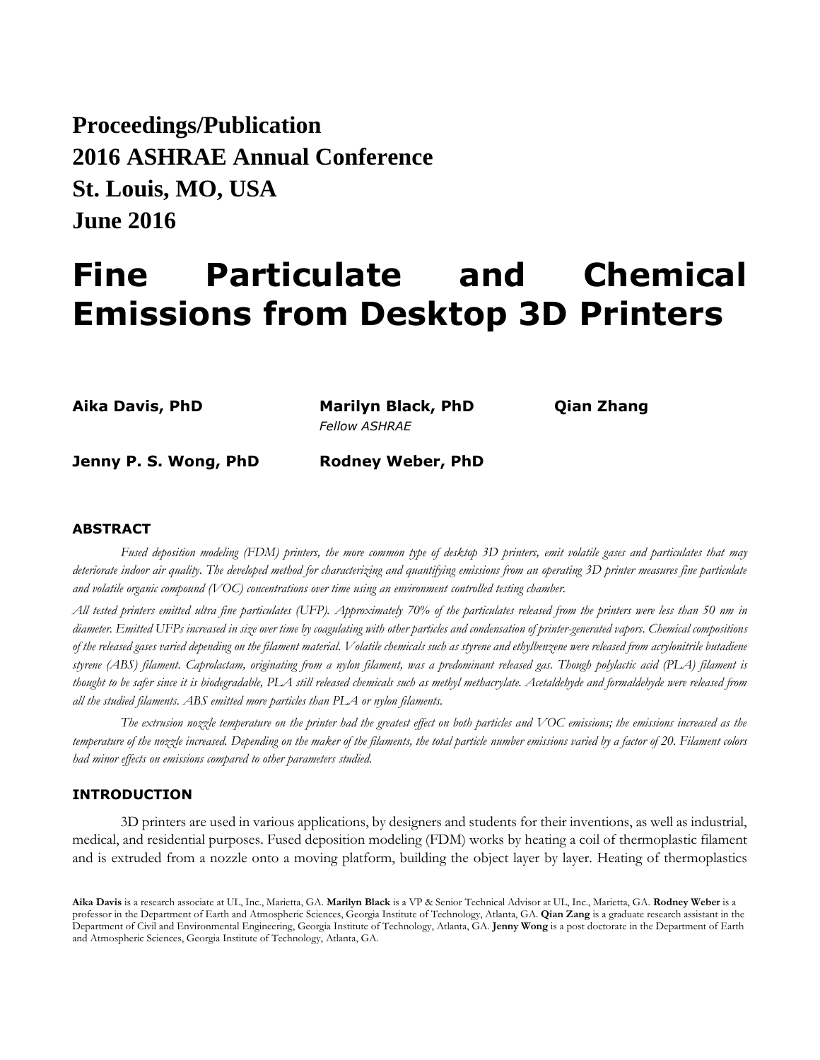**Proceedings/Publication**
**2016 ASHRAE Annual Conference**
**St. Louis, MO, USA**
**June 2016**

# Fine Particulate and Chemical Emissions from Desktop 3D Printers

**Aika Davis, PhD** | **Marilyn Black, PhD** *Fellow ASHRAE* | **Qian Zhang**

**Jenny P. S. Wong, PhD** | **Rodney Weber, PhD**

## ABSTRACT

*Fused deposition modeling (FDM) printers, the more common type of desktop 3D printers, emit volatile gases and particulates that may deteriorate indoor air quality. The developed method for characterizing and quantifying emissions from an operating 3D printer measures fine particulate and volatile organic compound (VOC) concentrations over time using an environment controlled testing chamber.*

*All tested printers emitted ultra fine particulates (UFP). Approximately 70% of the particulates released from the printers were less than 50 nm in diameter. Emitted UFPs increased in size over time by coagulating with other particles and condensation of printer-generated vapors. Chemical compositions of the released gases varied depending on the filament material. Volatile chemicals such as styrene and ethylbenzene were released from acrylonitrile butadiene styrene (ABS) filament. Caprolactam, originating from a nylon filament, was a predominant released gas. Though polylactic acid (PLA) filament is thought to be safer since it is biodegradable, PLA still released chemicals such as methyl methacrylate. Acetaldehyde and formaldehyde were released from all the studied filaments. ABS emitted more particles than PLA or nylon filaments.*

*The extrusion nozzle temperature on the printer had the greatest effect on both particles and VOC emissions; the emissions increased as the temperature of the nozzle increased. Depending on the maker of the filaments, the total particle number emissions varied by a factor of 20. Filament colors had minor effects on emissions compared to other parameters studied.*

## INTRODUCTION

3D printers are used in various applications, by designers and students for their inventions, as well as industrial, medical, and residential purposes. Fused deposition modeling (FDM) works by heating a coil of thermoplastic filament and is extruded from a nozzle onto a moving platform, building the object layer by layer. Heating of thermoplastics

**Aika Davis** is a research associate at UL, Inc., Marietta, GA. **Marilyn Black** is a VP & Senior Technical Advisor at UL, Inc., Marietta, GA. **Rodney Weber** is a professor in the Department of Earth and Atmospheric Sciences, Georgia Institute of Technology, Atlanta, GA. **Qian Zang** is a graduate research assistant in the Department of Civil and Environmental Engineering, Georgia Institute of Technology, Atlanta, GA. **Jenny Wong** is a post doctorate in the Department of Earth and Atmospheric Sciences, Georgia Institute of Technology, Atlanta, GA.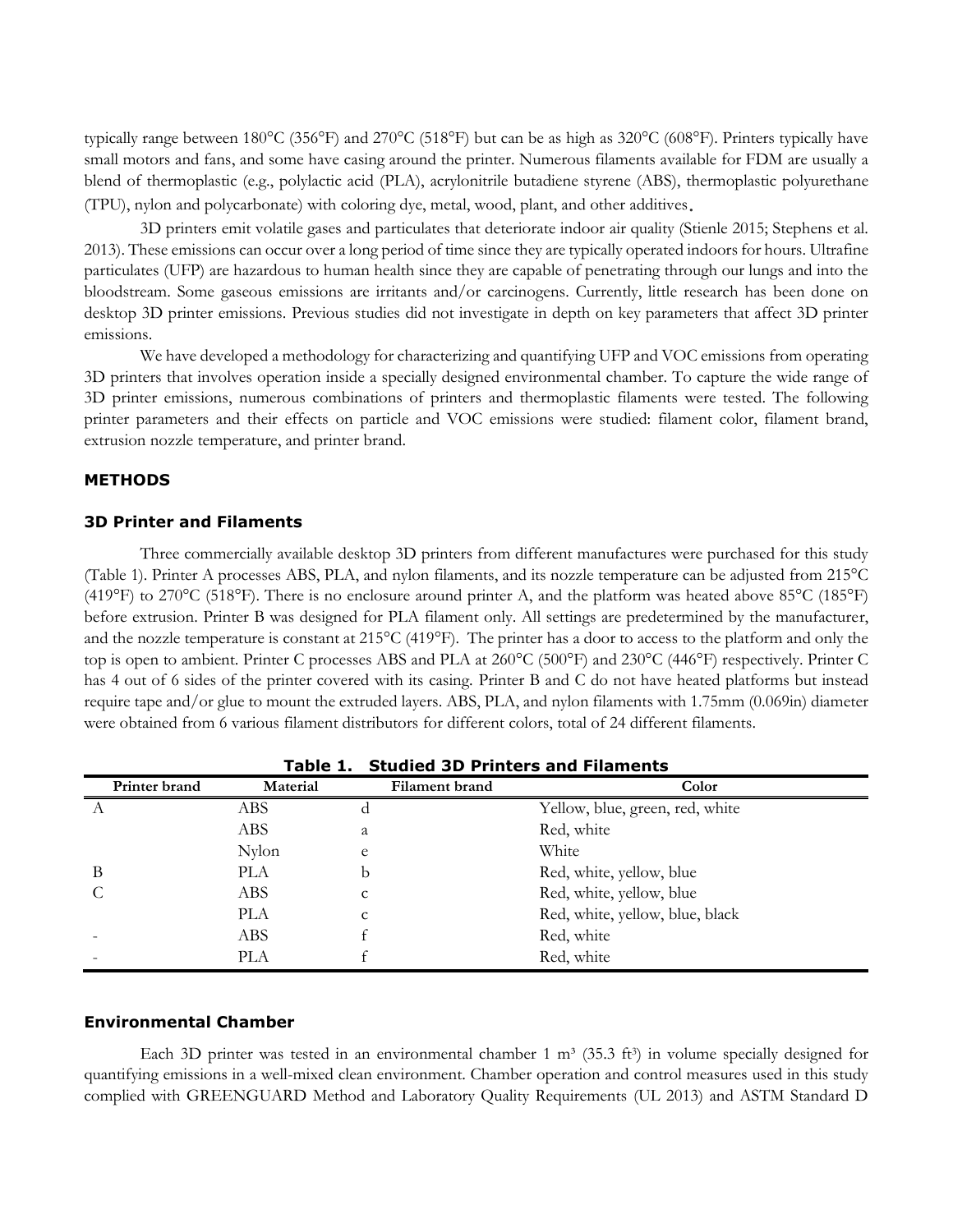typically range between 180°C (356°F) and 270°C (518°F) but can be as high as 320°C (608°F). Printers typically have small motors and fans, and some have casing around the printer. Numerous filaments available for FDM are usually a blend of thermoplastic (e.g., polylactic acid (PLA), acrylonitrile butadiene styrene (ABS), thermoplastic polyurethane (TPU), nylon and polycarbonate) with coloring dye, metal, wood, plant, and other additives.

3D printers emit volatile gases and particulates that deteriorate indoor air quality (Stienle 2015; Stephens et al. 2013). These emissions can occur over a long period of time since they are typically operated indoors for hours. Ultrafine particulates (UFP) are hazardous to human health since they are capable of penetrating through our lungs and into the bloodstream. Some gaseous emissions are irritants and/or carcinogens. Currently, little research has been done on desktop 3D printer emissions. Previous studies did not investigate in depth on key parameters that affect 3D printer emissions.

We have developed a methodology for characterizing and quantifying UFP and VOC emissions from operating 3D printers that involves operation inside a specially designed environmental chamber. To capture the wide range of 3D printer emissions, numerous combinations of printers and thermoplastic filaments were tested. The following printer parameters and their effects on particle and VOC emissions were studied: filament color, filament brand, extrusion nozzle temperature, and printer brand.

## METHODS

### 3D Printer and Filaments

Three commercially available desktop 3D printers from different manufactures were purchased for this study (Table 1). Printer A processes ABS, PLA, and nylon filaments, and its nozzle temperature can be adjusted from 215°C (419°F) to 270°C (518°F). There is no enclosure around printer A, and the platform was heated above 85°C (185°F) before extrusion. Printer B was designed for PLA filament only. All settings are predetermined by the manufacturer, and the nozzle temperature is constant at 215°C (419°F). The printer has a door to access to the platform and only the top is open to ambient. Printer C processes ABS and PLA at 260°C (500°F) and 230°C (446°F) respectively. Printer C has 4 out of 6 sides of the printer covered with its casing. Printer B and C do not have heated platforms but instead require tape and/or glue to mount the extruded layers. ABS, PLA, and nylon filaments with 1.75mm (0.069in) diameter were obtained from 6 various filament distributors for different colors, total of 24 different filaments.

**Table 1. Studied 3D Printers and Filaments**

| Printer brand | Material | Filament brand | Color |
|---|---|---|---|
| A | ABS | d | Yellow, blue, green, red, white |
| | ABS | a | Red, white |
| | Nylon | e | White |
| B | PLA | b | Red, white, yellow, blue |
| C | ABS | c | Red, white, yellow, blue |
| | PLA | c | Red, white, yellow, blue, black |
| - | ABS | f | Red, white |
| - | PLA | f | Red, white |

### Environmental Chamber

Each 3D printer was tested in an environmental chamber 1 $m^3$ (35.3 $ft^3$) in volume specially designed for quantifying emissions in a well-mixed clean environment. Chamber operation and control measures used in this study complied with GREENGUARD Method and Laboratory Quality Requirements (UL 2013) and ASTM Standard D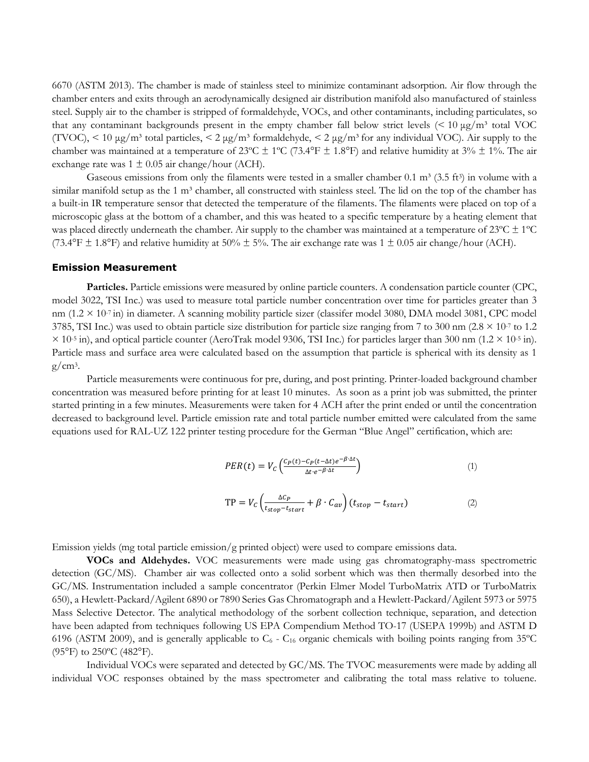6670 (ASTM 2013). The chamber is made of stainless steel to minimize contaminant adsorption. Air flow through the chamber enters and exits through an aerodynamically designed air distribution manifold also manufactured of stainless steel. Supply air to the chamber is stripped of formaldehyde, VOCs, and other contaminants, including particulates, so that any contaminant backgrounds present in the empty chamber fall below strict levels (< 10 μg/m³ total VOC (TVOC), < 10 μg/m³ total particles, < 2 μg/m³ formaldehyde, < 2 μg/m³ for any individual VOC). Air supply to the chamber was maintained at a temperature of 23ºC ± 1ºC (73.4°F ± 1.8°F) and relative humidity at 3% ± 1%. The air exchange rate was 1 ± 0.05 air change/hour (ACH).

Gaseous emissions from only the filaments were tested in a smaller chamber 0.1 m³ (3.5 ft³) in volume with a similar manifold setup as the 1 m³ chamber, all constructed with stainless steel. The lid on the top of the chamber has a built-in IR temperature sensor that detected the temperature of the filaments. The filaments were placed on top of a microscopic glass at the bottom of a chamber, and this was heated to a specific temperature by a heating element that was placed directly underneath the chamber. Air supply to the chamber was maintained at a temperature of 23ºC ± 1ºC (73.4°F ± 1.8°F) and relative humidity at 50% ± 5%. The air exchange rate was 1 ± 0.05 air change/hour (ACH).

### Emission Measurement

**Particles.** Particle emissions were measured by online particle counters. A condensation particle counter (CPC, model 3022, TSI Inc.) was used to measure total particle number concentration over time for particles greater than 3 nm ($1.2 \times 10^{-7}$ in) in diameter. A scanning mobility particle sizer (classifer model 3080, DMA model 3081, CPC model 3785, TSI Inc.) was used to obtain particle size distribution for particle size ranging from 7 to 300 nm ($2.8 \times 10^{-7}$ to $1.2 \times 10^{-5}$ in), and optical particle counter (AeroTrak model 9306, TSI Inc.) for particles larger than 300 nm ($1.2 \times 10^{-5}$ in). Particle mass and surface area were calculated based on the assumption that particle is spherical with its density as 1 g/cm³.

Particle measurements were continuous for pre, during, and post printing. Printer-loaded background chamber concentration was measured before printing for at least 10 minutes. As soon as a print job was submitted, the printer started printing in a few minutes. Measurements were taken for 4 ACH after the print ended or until the concentration decreased to background level. Particle emission rate and total particle number emitted were calculated from the same equations used for RAL-UZ 122 printer testing procedure for the German "Blue Angel" certification, which are:

$$PER(t) = V_C\left(\frac{C_P(t) - C_P(t-\Delta t)e^{-\beta\cdot\Delta t}}{\Delta t\cdot e^{-\beta\cdot\Delta t}}\right) \quad (1)$$

$$\mathrm{TP} = V_C\left(\frac{\Delta C_P}{t_{stop} - t_{start}} + \beta\cdot C_{av}\right)(t_{stop} - t_{start}) \quad (2)$$

Emission yields (mg total particle emission/g printed object) were used to compare emissions data.

**VOCs and Aldehydes.** VOC measurements were made using gas chromatography-mass spectrometric detection (GC/MS). Chamber air was collected onto a solid sorbent which was then thermally desorbed into the GC/MS. Instrumentation included a sample concentrator (Perkin Elmer Model TurboMatrix ATD or TurboMatrix 650), a Hewlett-Packard/Agilent 6890 or 7890 Series Gas Chromatograph and a Hewlett-Packard/Agilent 5973 or 5975 Mass Selective Detector. The analytical methodology of the sorbent collection technique, separation, and detection have been adapted from techniques following US EPA Compendium Method TO-17 (USEPA 1999b) and ASTM D 6196 (ASTM 2009), and is generally applicable to $C_6$ - $C_{16}$ organic chemicals with boiling points ranging from 35ºC (95°F) to 250ºC (482°F).

Individual VOCs were separated and detected by GC/MS. The TVOC measurements were made by adding all individual VOC responses obtained by the mass spectrometer and calibrating the total mass relative to toluene.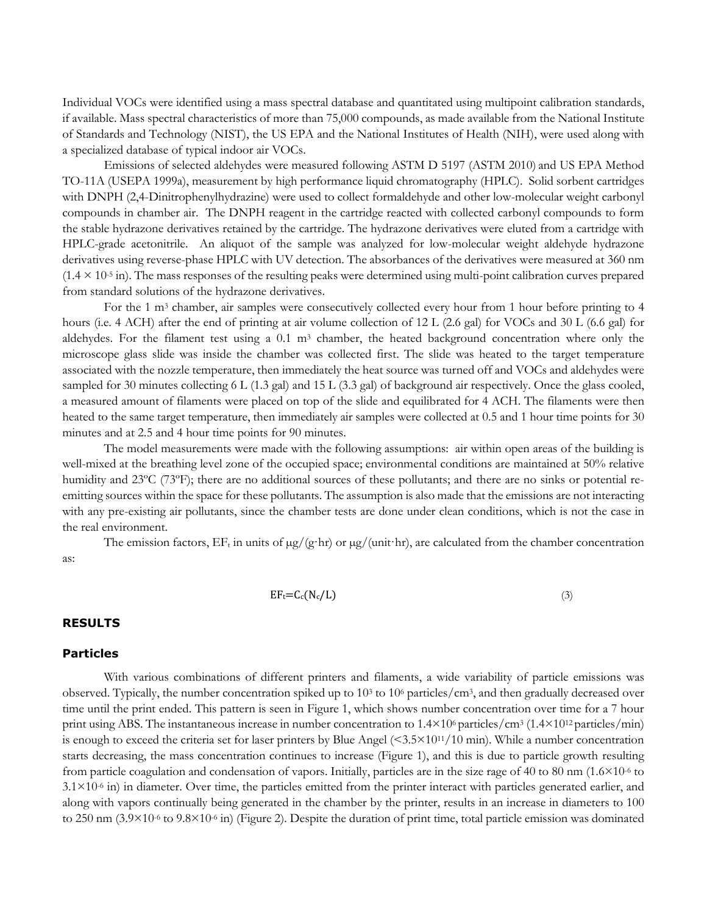Individual VOCs were identified using a mass spectral database and quantitated using multipoint calibration standards, if available. Mass spectral characteristics of more than 75,000 compounds, as made available from the National Institute of Standards and Technology (NIST), the US EPA and the National Institutes of Health (NIH), were used along with a specialized database of typical indoor air VOCs.

Emissions of selected aldehydes were measured following ASTM D 5197 (ASTM 2010) and US EPA Method TO-11A (USEPA 1999a), measurement by high performance liquid chromatography (HPLC). Solid sorbent cartridges with DNPH (2,4-Dinitrophenylhydrazine) were used to collect formaldehyde and other low-molecular weight carbonyl compounds in chamber air. The DNPH reagent in the cartridge reacted with collected carbonyl compounds to form the stable hydrazone derivatives retained by the cartridge. The hydrazone derivatives were eluted from a cartridge with HPLC-grade acetonitrile. An aliquot of the sample was analyzed for low-molecular weight aldehyde hydrazone derivatives using reverse-phase HPLC with UV detection. The absorbances of the derivatives were measured at 360 nm ($1.4 \times 10^{-5}$ in). The mass responses of the resulting peaks were determined using multi-point calibration curves prepared from standard solutions of the hydrazone derivatives.

For the 1 $m^3$ chamber, air samples were consecutively collected every hour from 1 hour before printing to 4 hours (i.e. 4 ACH) after the end of printing at air volume collection of 12 L (2.6 gal) for VOCs and 30 L (6.6 gal) for aldehydes. For the filament test using a 0.1 $m^3$ chamber, the heated background concentration where only the microscope glass slide was inside the chamber was collected first. The slide was heated to the target temperature associated with the nozzle temperature, then immediately the heat source was turned off and VOCs and aldehydes were sampled for 30 minutes collecting 6 L (1.3 gal) and 15 L (3.3 gal) of background air respectively. Once the glass cooled, a measured amount of filaments were placed on top of the slide and equilibrated for 4 ACH. The filaments were then heated to the same target temperature, then immediately air samples were collected at 0.5 and 1 hour time points for 30 minutes and at 2.5 and 4 hour time points for 90 minutes.

The model measurements were made with the following assumptions: air within open areas of the building is well-mixed at the breathing level zone of the occupied space; environmental conditions are maintained at 50% relative humidity and 23ºC (73ºF); there are no additional sources of these pollutants; and there are no sinks or potential re-emitting sources within the space for these pollutants. The assumption is also made that the emissions are not interacting with any pre-existing air pollutants, since the chamber tests are done under clean conditions, which is not the case in the real environment.

The emission factors, $EF_t$ in units of μg/(g·hr) or μg/(unit·hr), are calculated from the chamber concentration as:

$$EF_t = C_c(N_c/L) \tag{3}$$

## RESULTS

### Particles

With various combinations of different printers and filaments, a wide variability of particle emissions was observed. Typically, the number concentration spiked up to $10^3$ to $10^6$ particles/cm$^3$, and then gradually decreased over time until the print ended. This pattern is seen in Figure 1, which shows number concentration over time for a 7 hour print using ABS. The instantaneous increase in number concentration to $1.4\times10^6$ particles/cm$^3$ ($1.4\times10^{12}$ particles/min) is enough to exceed the criteria set for laser printers by Blue Angel ($<3.5\times10^{11}$/10 min). While a number concentration starts decreasing, the mass concentration continues to increase (Figure 1), and this is due to particle growth resulting from particle coagulation and condensation of vapors. Initially, particles are in the size rage of 40 to 80 nm ($1.6\times10^{-6}$ to $3.1\times10^{-6}$ in) in diameter. Over time, the particles emitted from the printer interact with particles generated earlier, and along with vapors continually being generated in the chamber by the printer, results in an increase in diameters to 100 to 250 nm ($3.9\times10^{-6}$ to $9.8\times10^{-6}$ in) (Figure 2). Despite the duration of print time, total particle emission was dominated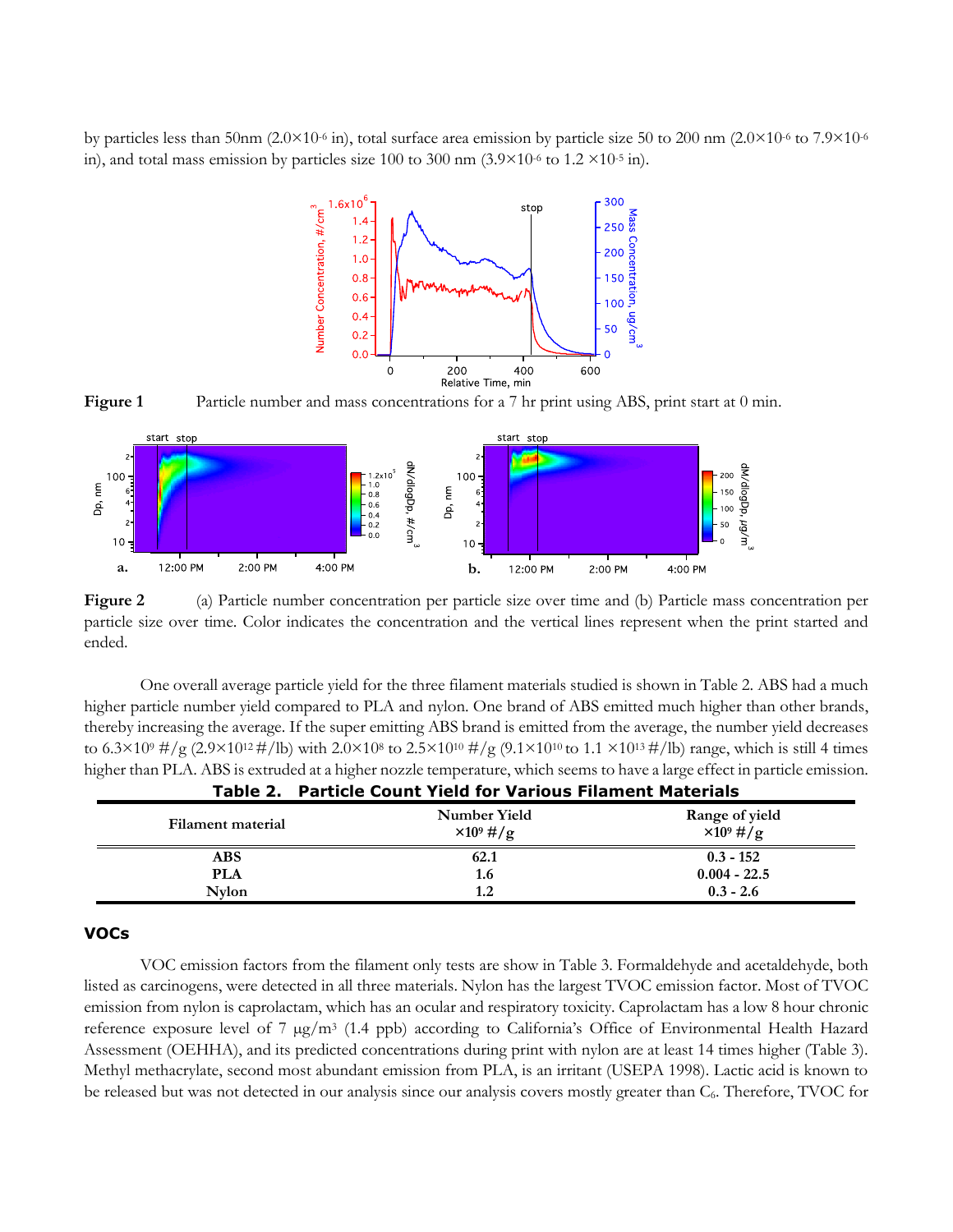by particles less than 50nm ($2.0\times10^{-6}$ in), total surface area emission by particle size 50 to 200 nm ($2.0\times10^{-6}$ to $7.9\times10^{-6}$ in), and total mass emission by particles size 100 to 300 nm ($3.9\times10^{-6}$ to $1.2\times10^{-5}$ in).

**Figure 1** Particle number and mass concentrations for a 7 hr print using ABS, print start at 0 min.

**Figure 2** (a) Particle number concentration per particle size over time and (b) Particle mass concentration per particle size over time. Color indicates the concentration and the vertical lines represent when the print started and ended.

One overall average particle yield for the three filament materials studied is shown in Table 2. ABS had a much higher particle number yield compared to PLA and nylon. One brand of ABS emitted much higher than other brands, thereby increasing the average. If the super emitting ABS brand is emitted from the average, the number yield decreases to $6.3\times10^{9}$ #/g ($2.9\times10^{12}$ #/lb) with $2.0\times10^{8}$ to $2.5\times10^{10}$ #/g ($9.1\times10^{10}$ to $1.1\times10^{13}$ #/lb) range, which is still 4 times higher than PLA. ABS is extruded at a higher nozzle temperature, which seems to have a large effect in particle emission.

**Table 2. Particle Count Yield for Various Filament Materials**

| Filament material | Number Yield $\times10^{9}$ #/g | Range of yield $\times10^{9}$ #/g |
|---|---|---|
| **ABS** | **62.1** | **0.3 - 152** |
| **PLA** | **1.6** | **0.004 - 22.5** |
| **Nylon** | **1.2** | **0.3 - 2.6** |

### VOCs

VOC emission factors from the filament only tests are show in Table 3. Formaldehyde and acetaldehyde, both listed as carcinogens, were detected in all three materials. Nylon has the largest TVOC emission factor. Most of TVOC emission from nylon is caprolactam, which has an ocular and respiratory toxicity. Caprolactam has a low 8 hour chronic reference exposure level of 7 μg/m$^{3}$ (1.4 ppb) according to California's Office of Environmental Health Hazard Assessment (OEHHA), and its predicted concentrations during print with nylon are at least 14 times higher (Table 3). Methyl methacrylate, second most abundant emission from PLA, is an irritant (USEPA 1998). Lactic acid is known to be released but was not detected in our analysis since our analysis covers mostly greater than $C_6$. Therefore, TVOC for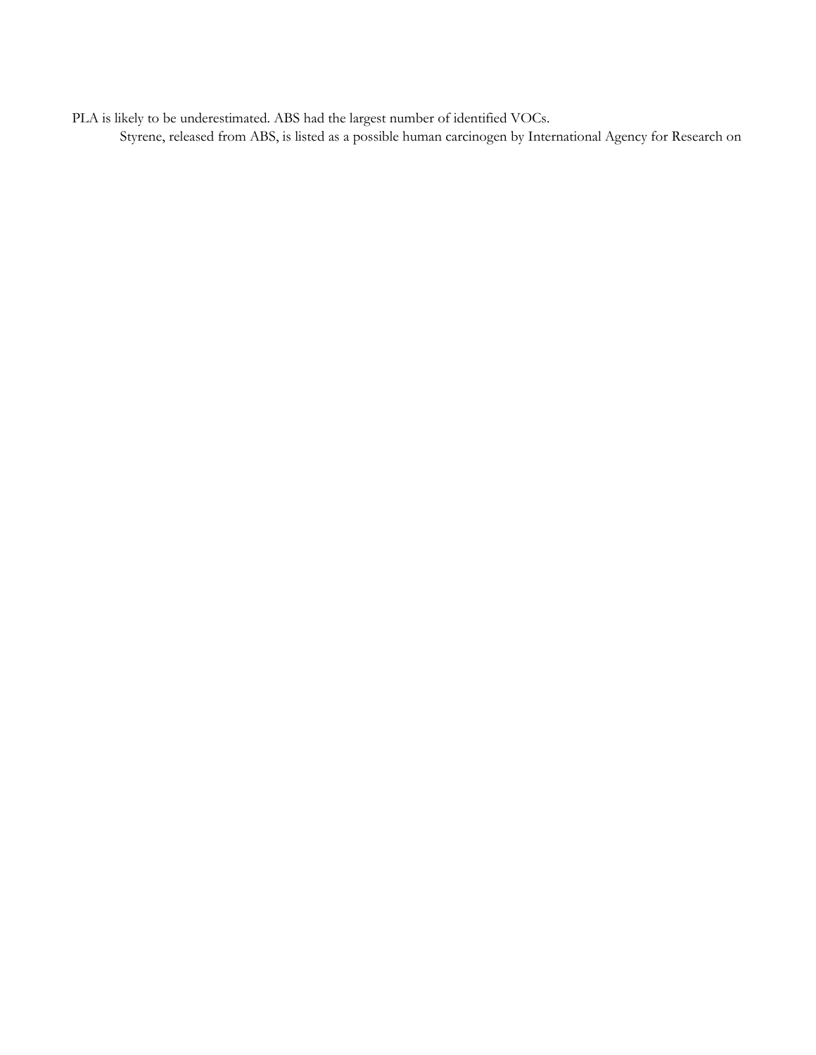PLA is likely to be underestimated. ABS had the largest number of identified VOCs.

Styrene, released from ABS, is listed as a possible human carcinogen by International Agency for Research on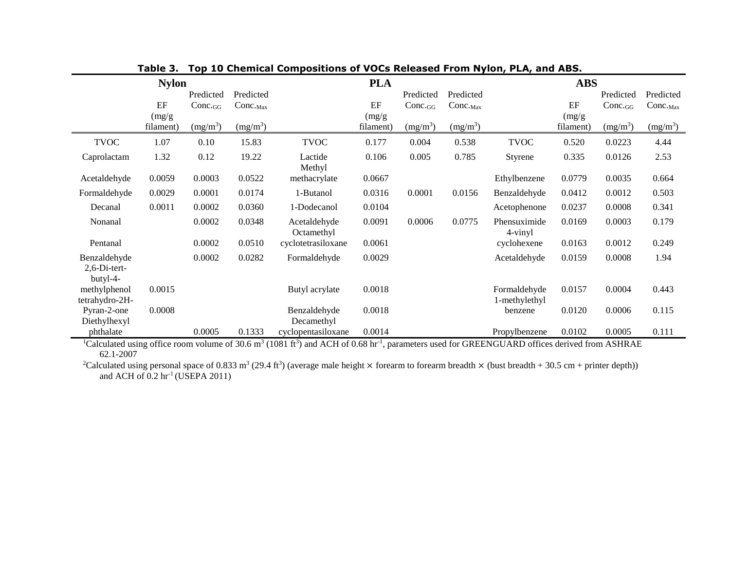**Table 3. Top 10 Chemical Compositions of VOCs Released From Nylon, PLA, and ABS.**

| Nylon | | | | PLA | | | | ABS | | | |
|---|---|---|---|---|---|---|---|---|---|---|---|
| | EF (mg/g filament) | Predicted Conc.$_{GG}$ (mg/m$^3$) | Predicted Conc.$_{Max}$ (mg/m$^3$) | | EF (mg/g filament) | Predicted Conc.$_{GG}$ (mg/m$^3$) | Predicted Conc.$_{Max}$ (mg/m$^3$) | | EF (mg/g filament) | Predicted Conc.$_{GG}$ (mg/m$^3$) | Predicted Conc.$_{Max}$ (mg/m$^3$) |
| TVOC | 1.07 | 0.10 | 15.83 | TVOC | 0.177 | 0.004 | 0.538 | TVOC | 0.520 | 0.0223 | 4.44 |
| Caprolactam | 1.32 | 0.12 | 19.22 | Lactide | 0.106 | 0.005 | 0.785 | Styrene | 0.335 | 0.0126 | 2.53 |
| Acetaldehyde | 0.0059 | 0.0003 | 0.0522 | Methyl methacrylate | 0.0667 | | | Ethylbenzene | 0.0779 | 0.0035 | 0.664 |
| Formaldehyde | 0.0029 | 0.0001 | 0.0174 | 1-Butanol | 0.0316 | 0.0001 | 0.0156 | Benzaldehyde | 0.0412 | 0.0012 | 0.503 |
| Decanal | 0.0011 | 0.0002 | 0.0360 | 1-Dodecanol | 0.0104 | | | Acetophenone | 0.0237 | 0.0008 | 0.341 |
| Nonanal | | 0.0002 | 0.0348 | Acetaldehyde | 0.0091 | 0.0006 | 0.0775 | Phensuximide | 0.0169 | 0.0003 | 0.179 |
| Pentanal | | 0.0002 | 0.0510 | Octamethyl cyclotetrasiloxane | 0.0061 | | | 4-vinyl cyclohexene | 0.0163 | 0.0012 | 0.249 |
| Benzaldehyde | | 0.0002 | 0.0282 | Formaldehyde | 0.0029 | | | Acetaldehyde | 0.0159 | 0.0008 | 1.94 |
| 2,6-Di-tert-butyl-4-methylphenol | 0.0015 | | | Butyl acrylate | 0.0018 | | | Formaldehyde | 0.0157 | 0.0004 | 0.443 |
| tetrahydro-2H-Pyran-2-one | 0.0008 | | | Benzaldehyde | 0.0018 | | | 1-methylethyl benzene | 0.0120 | 0.0006 | 0.115 |
| Diethylhexyl phthalate | | 0.0005 | 0.1333 | Decamethyl cyclopentasiloxane | 0.0014 | | | Propylbenzene | 0.0102 | 0.0005 | 0.111 |

[1]Calculated using office room volume of 30.6 m$^3$ (1081 ft$^3$) and ACH of 0.68 hr$^{-1}$, parameters used for GREENGUARD offices derived from ASHRAE 62.1-2007

[2]Calculated using personal space of 0.833 m$^3$ (29.4 ft$^3$) (average male height × forearm to forearm breadth × (bust breadth + 30.5 cm + printer depth)) and ACH of 0.2 hr$^{-1}$ (USEPA 2011)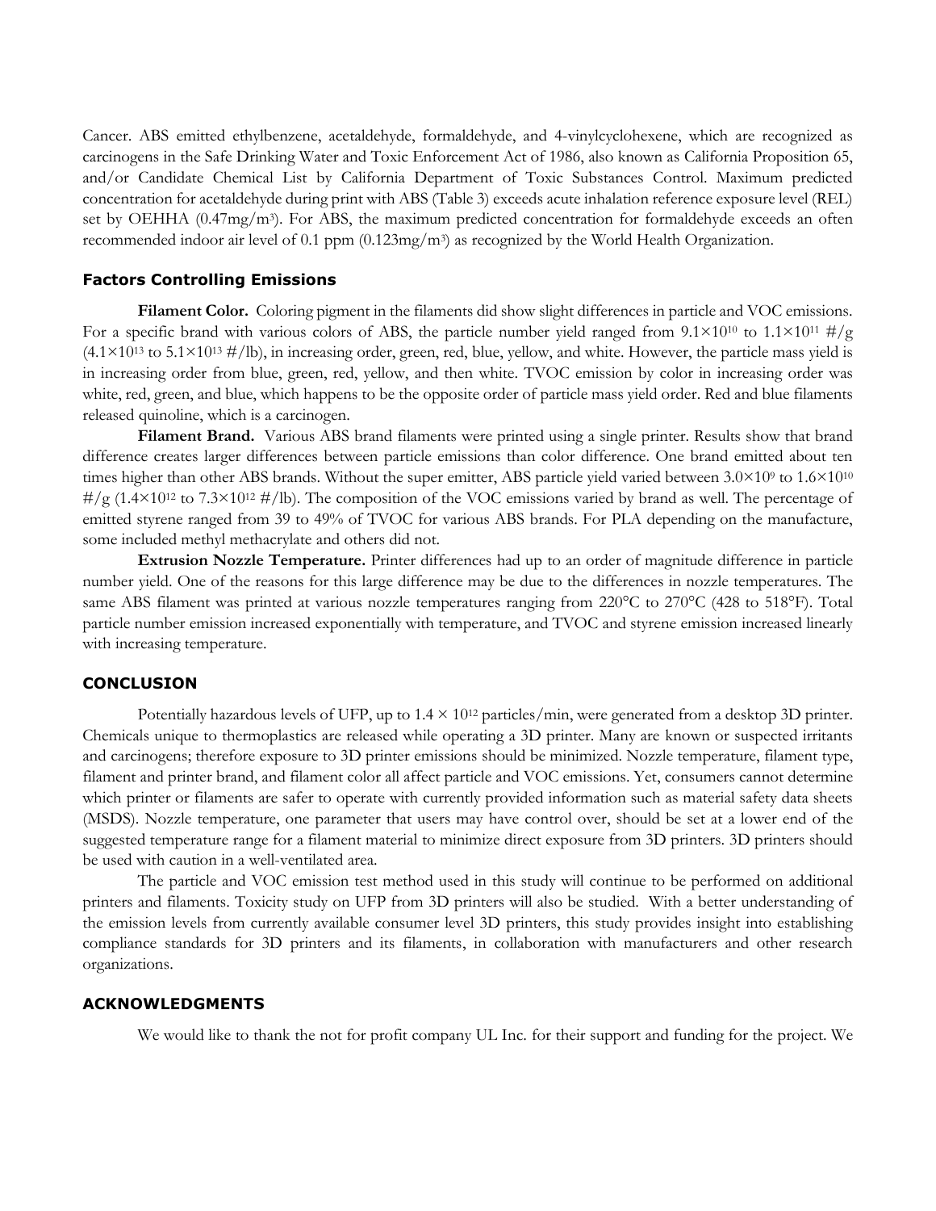Cancer. ABS emitted ethylbenzene, acetaldehyde, formaldehyde, and 4-vinylcyclohexene, which are recognized as carcinogens in the Safe Drinking Water and Toxic Enforcement Act of 1986, also known as California Proposition 65, and/or Candidate Chemical List by California Department of Toxic Substances Control. Maximum predicted concentration for acetaldehyde during print with ABS (Table 3) exceeds acute inhalation reference exposure level (REL) set by OEHHA (0.47mg/$m^3$). For ABS, the maximum predicted concentration for formaldehyde exceeds an often recommended indoor air level of 0.1 ppm (0.123mg/$m^3$) as recognized by the World Health Organization.

## Factors Controlling Emissions

**Filament Color.** Coloring pigment in the filaments did show slight differences in particle and VOC emissions. For a specific brand with various colors of ABS, the particle number yield ranged from $9.1\times10^{10}$ to $1.1\times10^{11}$ #/g ($4.1\times10^{13}$ to $5.1\times10^{13}$ #/lb), in increasing order, green, red, blue, yellow, and white. However, the particle mass yield is in increasing order from blue, green, red, yellow, and then white. TVOC emission by color in increasing order was white, red, green, and blue, which happens to be the opposite order of particle mass yield order. Red and blue filaments released quinoline, which is a carcinogen.

**Filament Brand.** Various ABS brand filaments were printed using a single printer. Results show that brand difference creates larger differences between particle emissions than color difference. One brand emitted about ten times higher than other ABS brands. Without the super emitter, ABS particle yield varied between $3.0\times10^{9}$ to $1.6\times10^{10}$ #/g ($1.4\times10^{12}$ to $7.3\times10^{12}$ #/lb). The composition of the VOC emissions varied by brand as well. The percentage of emitted styrene ranged from 39 to 49% of TVOC for various ABS brands. For PLA depending on the manufacture, some included methyl methacrylate and others did not.

**Extrusion Nozzle Temperature.** Printer differences had up to an order of magnitude difference in particle number yield. One of the reasons for this large difference may be due to the differences in nozzle temperatures. The same ABS filament was printed at various nozzle temperatures ranging from 220°C to 270°C (428 to 518°F). Total particle number emission increased exponentially with temperature, and TVOC and styrene emission increased linearly with increasing temperature.

## CONCLUSION

Potentially hazardous levels of UFP, up to $1.4 \times 10^{12}$ particles/min, were generated from a desktop 3D printer. Chemicals unique to thermoplastics are released while operating a 3D printer. Many are known or suspected irritants and carcinogens; therefore exposure to 3D printer emissions should be minimized. Nozzle temperature, filament type, filament and printer brand, and filament color all affect particle and VOC emissions. Yet, consumers cannot determine which printer or filaments are safer to operate with currently provided information such as material safety data sheets (MSDS). Nozzle temperature, one parameter that users may have control over, should be set at a lower end of the suggested temperature range for a filament material to minimize direct exposure from 3D printers. 3D printers should be used with caution in a well-ventilated area.

The particle and VOC emission test method used in this study will continue to be performed on additional printers and filaments. Toxicity study on UFP from 3D printers will also be studied. With a better understanding of the emission levels from currently available consumer level 3D printers, this study provides insight into establishing compliance standards for 3D printers and its filaments, in collaboration with manufacturers and other research organizations.

## ACKNOWLEDGMENTS

We would like to thank the not for profit company UL Inc. for their support and funding for the project. We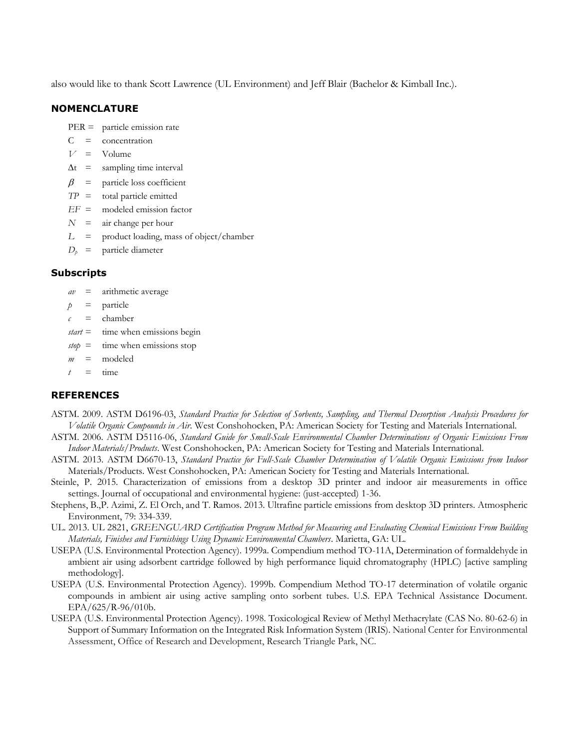also would like to thank Scott Lawrence (UL Environment) and Jeff Blair (Bachelor & Kimball Inc.).

## NOMENCLATURE

- PER = particle emission rate
- $C$ = concentration
- $V$ = Volume
- $\Delta t$ = sampling time interval
- $\beta$ = particle loss coefficient
- $TP$ = total particle emitted
- $EF$ = modeled emission factor
- $N$ = air change per hour
- $L$ = product loading, mass of object/chamber
- $D_p$ = particle diameter

## Subscripts

- $av$ = arithmetic average
- $p$ = particle
- $c$ = chamber
- $start$ = time when emissions begin
- $stop$ = time when emissions stop
- $m$ = modeled
- $t$ = time

## REFERENCES

ASTM. 2009. ASTM D6196-03, *Standard Practice for Selection of Sorbents, Sampling, and Thermal Desorption Analysis Procedures for Volatile Organic Compounds in Air*. West Conshohocken, PA: American Society for Testing and Materials International.

ASTM. 2006. ASTM D5116-06, *Standard Guide for Small-Scale Environmental Chamber Determinations of Organic Emissions From Indoor Materials/Products*. West Conshohocken, PA: American Society for Testing and Materials International.

ASTM. 2013. ASTM D6670-13, *Standard Practice for Full-Scale Chamber Determination of Volatile Organic Emissions from Indoor* Materials/Products. West Conshohocken, PA: American Society for Testing and Materials International.

Steinle, P. 2015. Characterization of emissions from a desktop 3D printer and indoor air measurements in office settings. Journal of occupational and environmental hygiene: (just-accepted) 1-36.

Stephens, B.,P. Azimi, Z. El Orch, and T. Ramos. 2013. Ultrafine particle emissions from desktop 3D printers. Atmospheric Environment, 79: 334-339.

UL. 2013. UL 2821, *GREENGUARD Certification Program Method for Measuring and Evaluating Chemical Emissions From Building Materials, Finishes and Furnishings Using Dynamic Environmental Chambers*. Marietta, GA: UL.

USEPA (U.S. Environmental Protection Agency). 1999a. Compendium method TO-11A, Determination of formaldehyde in ambient air using adsorbent cartridge followed by high performance liquid chromatography (HPLC) [active sampling methodology].

USEPA (U.S. Environmental Protection Agency). 1999b. Compendium Method TO-17 determination of volatile organic compounds in ambient air using active sampling onto sorbent tubes. U.S. EPA Technical Assistance Document. EPA/625/R-96/010b.

USEPA (U.S. Environmental Protection Agency). 1998. Toxicological Review of Methyl Methacrylate (CAS No. 80-62-6) in Support of Summary Information on the Integrated Risk Information System (IRIS). National Center for Environmental Assessment, Office of Research and Development, Research Triangle Park, NC.